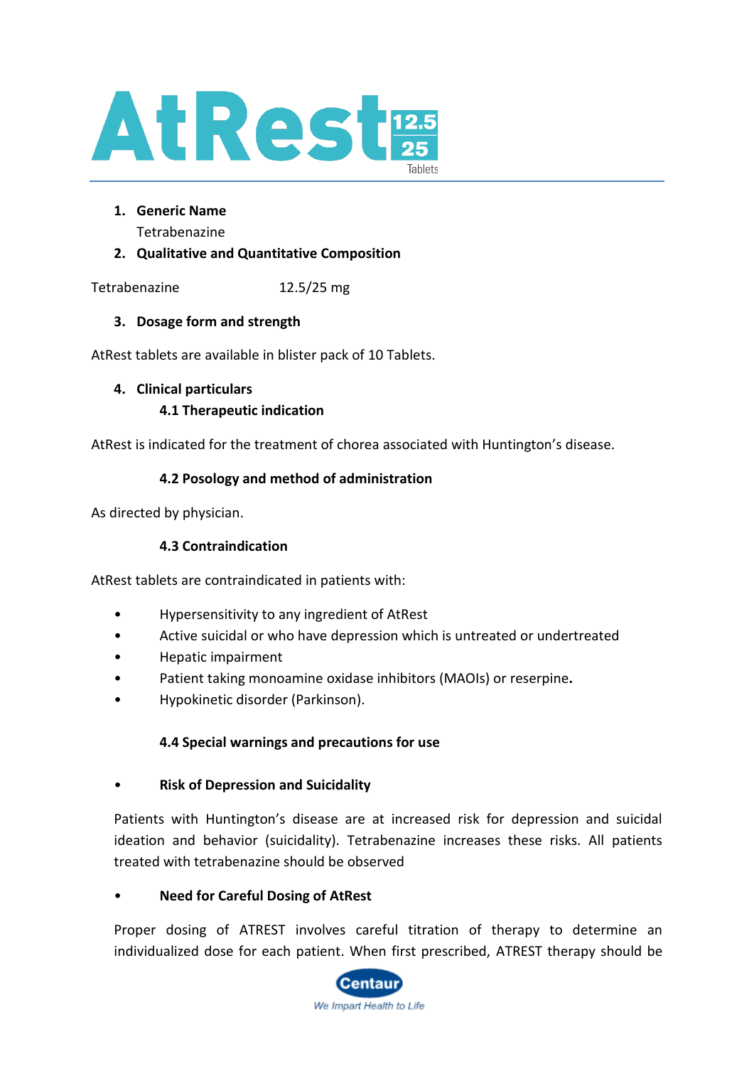# AtRest 12.5 / 25 Tablets

1. **Generic Name**

   Tetrabenazine

2. **Qualitative and Quantitative Composition**

Tetrabenazine 12.5/25 mg

3. **Dosage form and strength**

AtRest tablets are available in blister pack of 10 Tablets.

4. **Clinical particulars**

**4.1 Therapeutic indication**

AtRest is indicated for the treatment of chorea associated with Huntington's disease.

**4.2 Posology and method of administration**

As directed by physician.

**4.3 Contraindication**

AtRest tablets are contraindicated in patients with:

- Hypersensitivity to any ingredient of AtRest
- Active suicidal or who have depression which is untreated or undertreated
- Hepatic impairment
- Patient taking monoamine oxidase inhibitors (MAOIs) or reserpine**.**
- Hypokinetic disorder (Parkinson).

**4.4 Special warnings and precautions for use**

- **Risk of Depression and Suicidality**

Patients with Huntington's disease are at increased risk for depression and suicidal ideation and behavior (suicidality). Tetrabenazine increases these risks. All patients treated with tetrabenazine should be observed

- **Need for Careful Dosing of AtRest**

Proper dosing of ATREST involves careful titration of therapy to determine an individualized dose for each patient. When first prescribed, ATREST therapy should be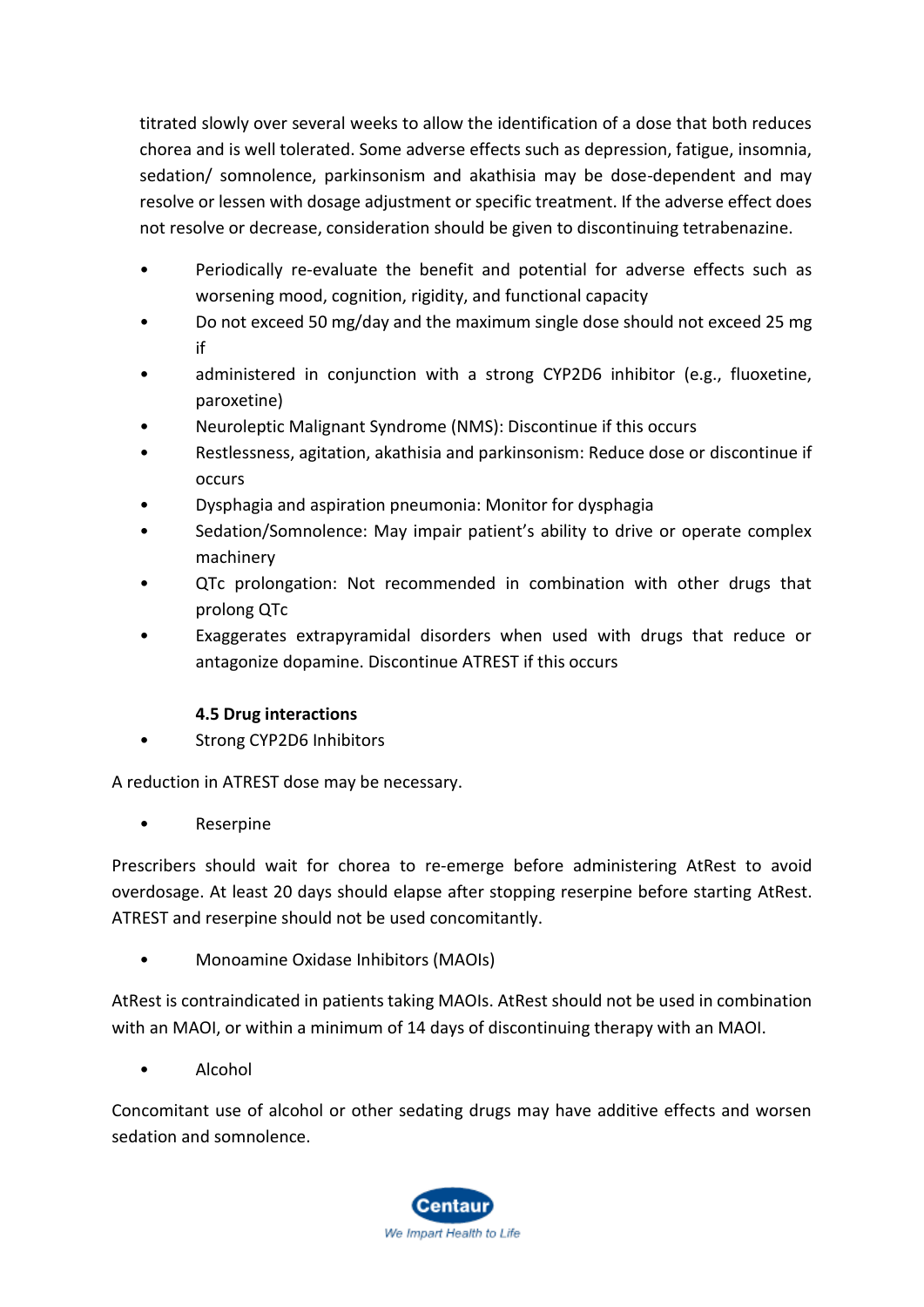titrated slowly over several weeks to allow the identification of a dose that both reduces chorea and is well tolerated. Some adverse effects such as depression, fatigue, insomnia, sedation/ somnolence, parkinsonism and akathisia may be dose-dependent and may resolve or lessen with dosage adjustment or specific treatment. If the adverse effect does not resolve or decrease, consideration should be given to discontinuing tetrabenazine.

- Periodically re-evaluate the benefit and potential for adverse effects such as worsening mood, cognition, rigidity, and functional capacity
- Do not exceed 50 mg/day and the maximum single dose should not exceed 25 mg if
- administered in conjunction with a strong CYP2D6 inhibitor (e.g., fluoxetine, paroxetine)
- Neuroleptic Malignant Syndrome (NMS): Discontinue if this occurs
- Restlessness, agitation, akathisia and parkinsonism: Reduce dose or discontinue if occurs
- Dysphagia and aspiration pneumonia: Monitor for dysphagia
- Sedation/Somnolence: May impair patient's ability to drive or operate complex machinery
- QTc prolongation: Not recommended in combination with other drugs that prolong QTc
- Exaggerates extrapyramidal disorders when used with drugs that reduce or antagonize dopamine. Discontinue ATREST if this occurs

**4.5 Drug interactions**

- Strong CYP2D6 Inhibitors

A reduction in ATREST dose may be necessary.

- Reserpine

Prescribers should wait for chorea to re-emerge before administering AtRest to avoid overdosage. At least 20 days should elapse after stopping reserpine before starting AtRest. ATREST and reserpine should not be used concomitantly.

- Monoamine Oxidase Inhibitors (MAOIs)

AtRest is contraindicated in patients taking MAOIs. AtRest should not be used in combination with an MAOI, or within a minimum of 14 days of discontinuing therapy with an MAOI.

- Alcohol

Concomitant use of alcohol or other sedating drugs may have additive effects and worsen sedation and somnolence.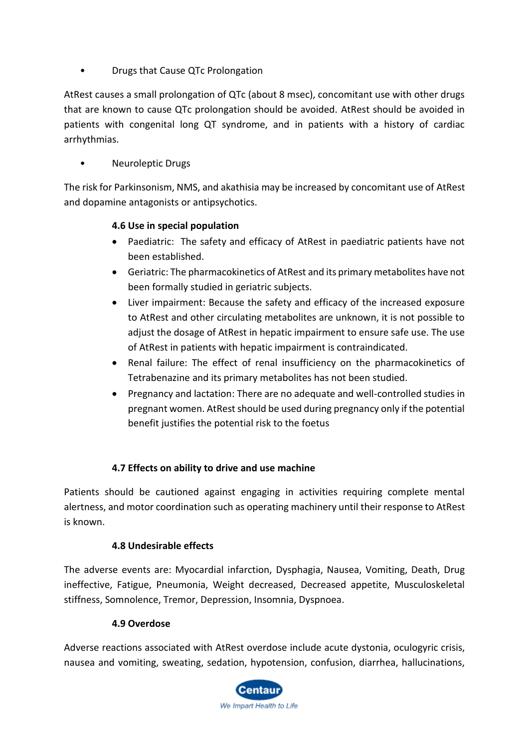- Drugs that Cause QTc Prolongation

AtRest causes a small prolongation of QTc (about 8 msec), concomitant use with other drugs that are known to cause QTc prolongation should be avoided. AtRest should be avoided in patients with congenital long QT syndrome, and in patients with a history of cardiac arrhythmias.

- Neuroleptic Drugs

The risk for Parkinsonism, NMS, and akathisia may be increased by concomitant use of AtRest and dopamine antagonists or antipsychotics.

### 4.6 Use in special population

- Paediatric: The safety and efficacy of AtRest in paediatric patients have not been established.
- Geriatric: The pharmacokinetics of AtRest and its primary metabolites have not been formally studied in geriatric subjects.
- Liver impairment: Because the safety and efficacy of the increased exposure to AtRest and other circulating metabolites are unknown, it is not possible to adjust the dosage of AtRest in hepatic impairment to ensure safe use. The use of AtRest in patients with hepatic impairment is contraindicated.
- Renal failure: The effect of renal insufficiency on the pharmacokinetics of Tetrabenazine and its primary metabolites has not been studied.
- Pregnancy and lactation: There are no adequate and well-controlled studies in pregnant women. AtRest should be used during pregnancy only if the potential benefit justifies the potential risk to the foetus

### 4.7 Effects on ability to drive and use machine

Patients should be cautioned against engaging in activities requiring complete mental alertness, and motor coordination such as operating machinery until their response to AtRest is known.

### 4.8 Undesirable effects

The adverse events are: Myocardial infarction, Dysphagia, Nausea, Vomiting, Death, Drug ineffective, Fatigue, Pneumonia, Weight decreased, Decreased appetite, Musculoskeletal stiffness, Somnolence, Tremor, Depression, Insomnia, Dyspnoea.

### 4.9 Overdose

Adverse reactions associated with AtRest overdose include acute dystonia, oculogyric crisis, nausea and vomiting, sweating, sedation, hypotension, confusion, diarrhea, hallucinations,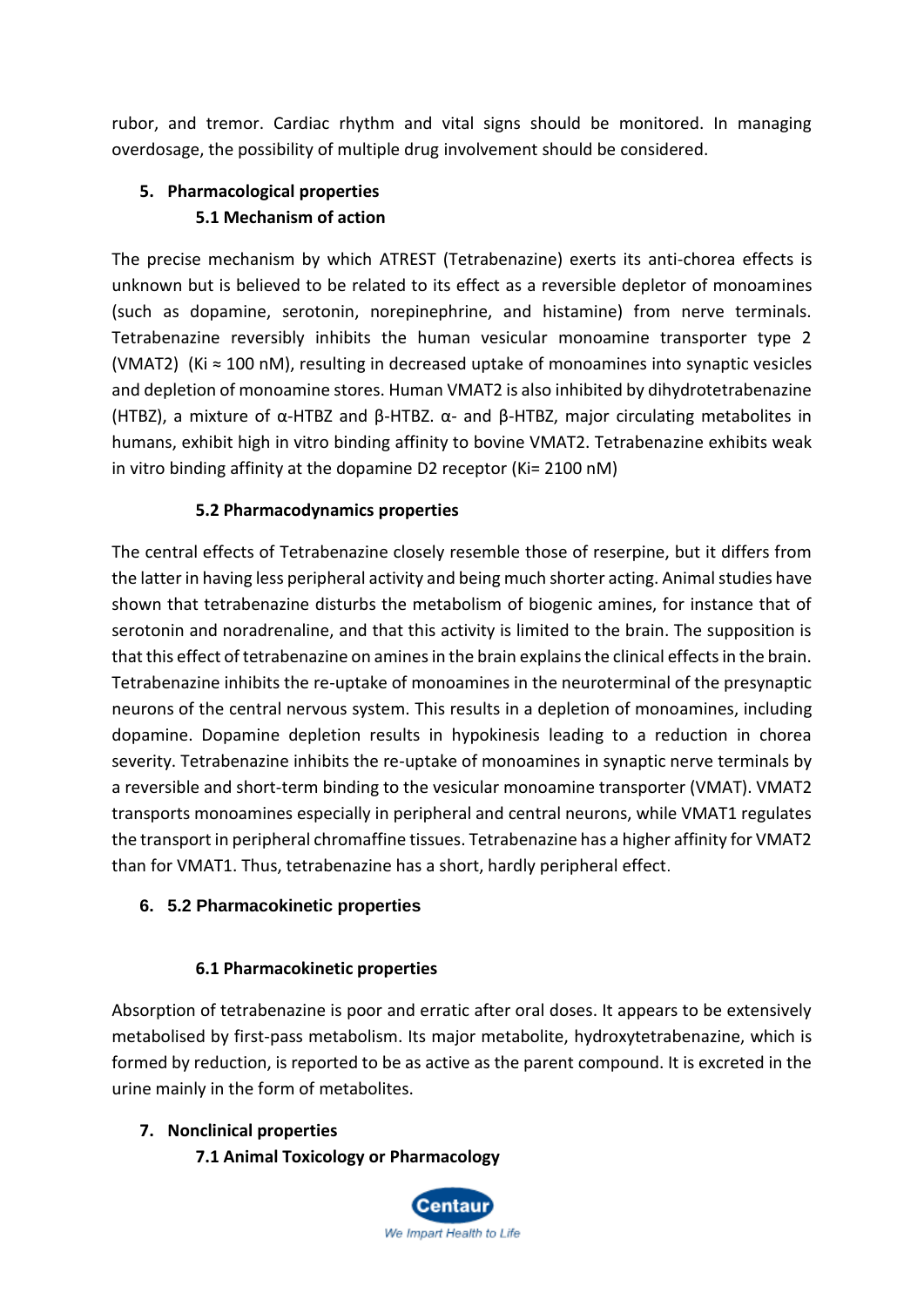rubor, and tremor. Cardiac rhythm and vital signs should be monitored. In managing overdosage, the possibility of multiple drug involvement should be considered.

## 5. Pharmacological properties

### 5.1 Mechanism of action

The precise mechanism by which ATREST (Tetrabenazine) exerts its anti-chorea effects is unknown but is believed to be related to its effect as a reversible depletor of monoamines (such as dopamine, serotonin, norepinephrine, and histamine) from nerve terminals. Tetrabenazine reversibly inhibits the human vesicular monoamine transporter type 2 (VMAT2) (Ki ≈ 100 nM), resulting in decreased uptake of monoamines into synaptic vesicles and depletion of monoamine stores. Human VMAT2 is also inhibited by dihydrotetrabenazine (HTBZ), a mixture of α-HTBZ and β-HTBZ. α- and β-HTBZ, major circulating metabolites in humans, exhibit high in vitro binding affinity to bovine VMAT2. Tetrabenazine exhibits weak in vitro binding affinity at the dopamine D2 receptor (Ki= 2100 nM)

### 5.2 Pharmacodynamics properties

The central effects of Tetrabenazine closely resemble those of reserpine, but it differs from the latter in having less peripheral activity and being much shorter acting. Animal studies have shown that tetrabenazine disturbs the metabolism of biogenic amines, for instance that of serotonin and noradrenaline, and that this activity is limited to the brain. The supposition is that this effect of tetrabenazine on amines in the brain explains the clinical effects in the brain. Tetrabenazine inhibits the re-uptake of monoamines in the neuroterminal of the presynaptic neurons of the central nervous system. This results in a depletion of monoamines, including dopamine. Dopamine depletion results in hypokinesis leading to a reduction in chorea severity. Tetrabenazine inhibits the re-uptake of monoamines in synaptic nerve terminals by a reversible and short-term binding to the vesicular monoamine transporter (VMAT). VMAT2 transports monoamines especially in peripheral and central neurons, while VMAT1 regulates the transport in peripheral chromaffine tissues. Tetrabenazine has a higher affinity for VMAT2 than for VMAT1. Thus, tetrabenazine has a short, hardly peripheral effect.

## 6. 5.2 Pharmacokinetic properties

### 6.1 Pharmacokinetic properties

Absorption of tetrabenazine is poor and erratic after oral doses. It appears to be extensively metabolised by first-pass metabolism. Its major metabolite, hydroxytetrabenazine, which is formed by reduction, is reported to be as active as the parent compound. It is excreted in the urine mainly in the form of metabolites.

## 7. Nonclinical properties

### 7.1 Animal Toxicology or Pharmacology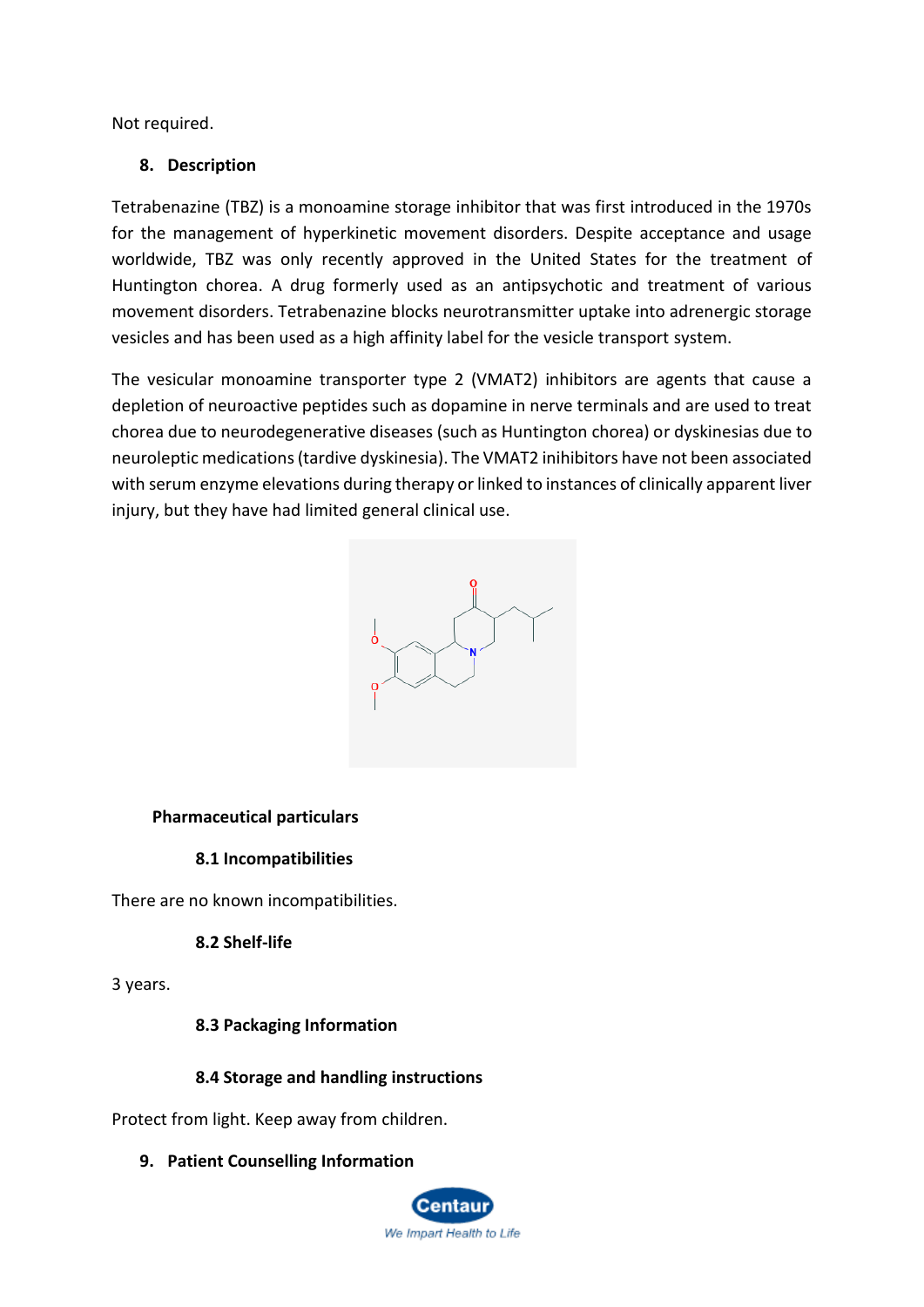Not required.

## 8. Description

Tetrabenazine (TBZ) is a monoamine storage inhibitor that was first introduced in the 1970s for the management of hyperkinetic movement disorders. Despite acceptance and usage worldwide, TBZ was only recently approved in the United States for the treatment of Huntington chorea. A drug formerly used as an antipsychotic and treatment of various movement disorders. Tetrabenazine blocks neurotransmitter uptake into adrenergic storage vesicles and has been used as a high affinity label for the vesicle transport system.

The vesicular monoamine transporter type 2 (VMAT2) inhibitors are agents that cause a depletion of neuroactive peptides such as dopamine in nerve terminals and are used to treat chorea due to neurodegenerative diseases (such as Huntington chorea) or dyskinesias due to neuroleptic medications (tardive dyskinesia). The VMAT2 inihibitors have not been associated with serum enzyme elevations during therapy or linked to instances of clinically apparent liver injury, but they have had limited general clinical use.

### Pharmaceutical particulars

#### 8.1 Incompatibilities

There are no known incompatibilities.

#### 8.2 Shelf-life

3 years.

#### 8.3 Packaging Information

#### 8.4 Storage and handling instructions

Protect from light. Keep away from children.

## 9. Patient Counselling Information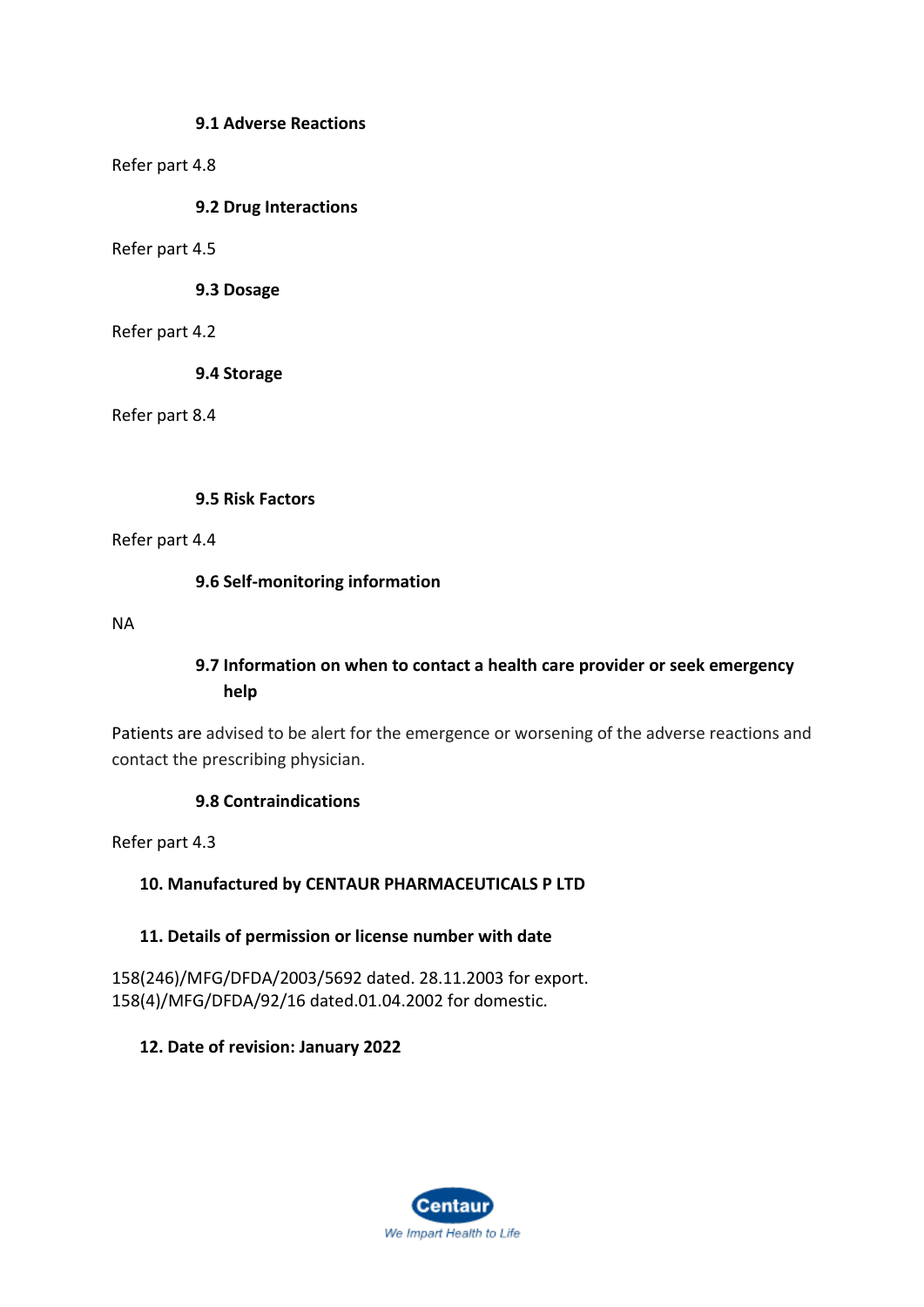### 9.1 Adverse Reactions

Refer part 4.8

### 9.2 Drug Interactions

Refer part 4.5

### 9.3 Dosage

Refer part 4.2

### 9.4 Storage

Refer part 8.4

### 9.5 Risk Factors

Refer part 4.4

### 9.6 Self-monitoring information

NA

### 9.7 Information on when to contact a health care provider or seek emergency help

Patients are advised to be alert for the emergence or worsening of the adverse reactions and contact the prescribing physician.

### 9.8 Contraindications

Refer part 4.3

## 10. Manufactured by CENTAUR PHARMACEUTICALS P LTD

## 11. Details of permission or license number with date

158(246)/MFG/DFDA/2003/5692 dated. 28.11.2003 for export.
158(4)/MFG/DFDA/92/16 dated.01.04.2002 for domestic.

## 12. Date of revision: January 2022

Centaur
We Impart Health to Life